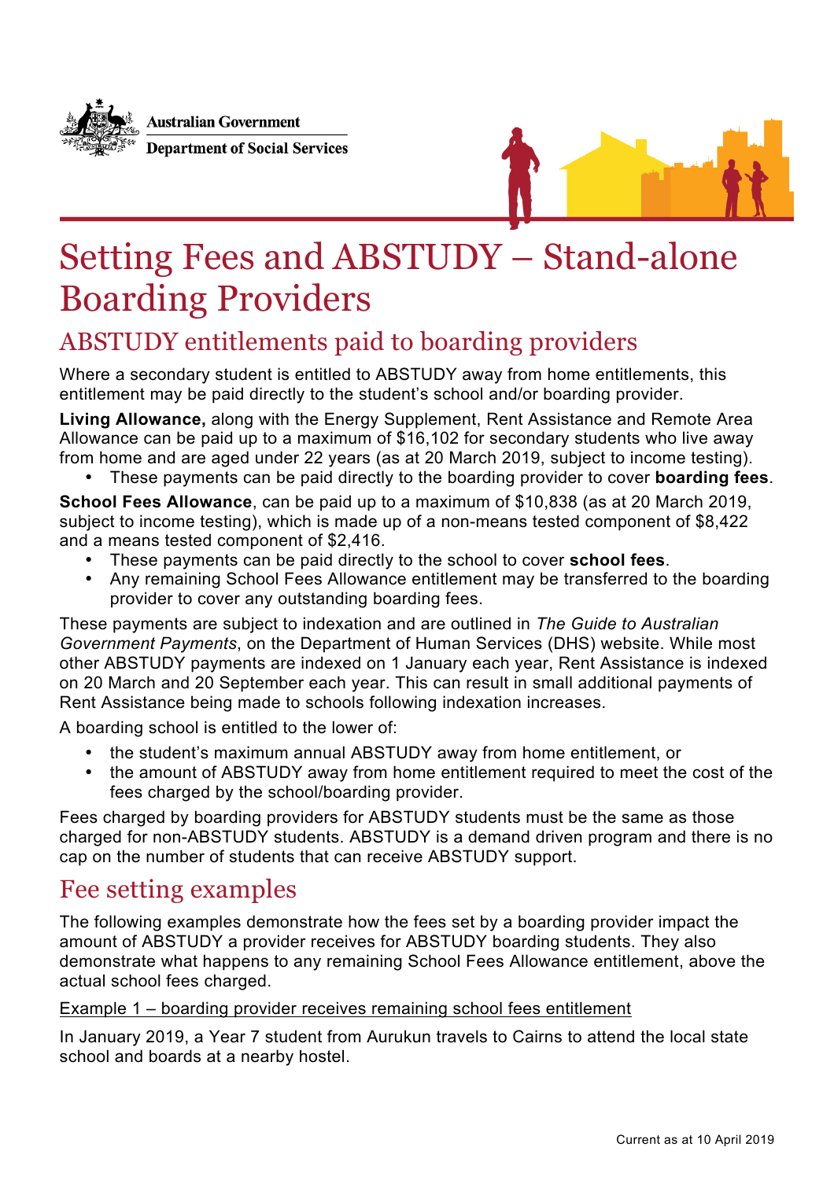Australian Government

Department of Social Services

# Setting Fees and ABSTUDY – Stand-alone Boarding Providers

## ABSTUDY entitlements paid to boarding providers

Where a secondary student is entitled to ABSTUDY away from home entitlements, this entitlement may be paid directly to the student's school and/or boarding provider.

**Living Allowance,** along with the Energy Supplement, Rent Assistance and Remote Area Allowance can be paid up to a maximum of $16,102 for secondary students who live away from home and are aged under 22 years (as at 20 March 2019, subject to income testing).

- These payments can be paid directly to the boarding provider to cover **boarding fees**.

**School Fees Allowance**, can be paid up to a maximum of $10,838 (as at 20 March 2019, subject to income testing), which is made up of a non-means tested component of $8,422 and a means tested component of $2,416.

- These payments can be paid directly to the school to cover **school fees**.
- Any remaining School Fees Allowance entitlement may be transferred to the boarding provider to cover any outstanding boarding fees.

These payments are subject to indexation and are outlined in *The Guide to Australian Government Payments*, on the Department of Human Services (DHS) website. While most other ABSTUDY payments are indexed on 1 January each year, Rent Assistance is indexed on 20 March and 20 September each year. This can result in small additional payments of Rent Assistance being made to schools following indexation increases.

A boarding school is entitled to the lower of:

- the student's maximum annual ABSTUDY away from home entitlement, or
- the amount of ABSTUDY away from home entitlement required to meet the cost of the fees charged by the school/boarding provider.

Fees charged by boarding providers for ABSTUDY students must be the same as those charged for non-ABSTUDY students. ABSTUDY is a demand driven program and there is no cap on the number of students that can receive ABSTUDY support.

## Fee setting examples

The following examples demonstrate how the fees set by a boarding provider impact the amount of ABSTUDY a provider receives for ABSTUDY boarding students. They also demonstrate what happens to any remaining School Fees Allowance entitlement, above the actual school fees charged.

Example 1 – boarding provider receives remaining school fees entitlement

In January 2019, a Year 7 student from Aurukun travels to Cairns to attend the local state school and boards at a nearby hostel.

Current as at 10 April 2019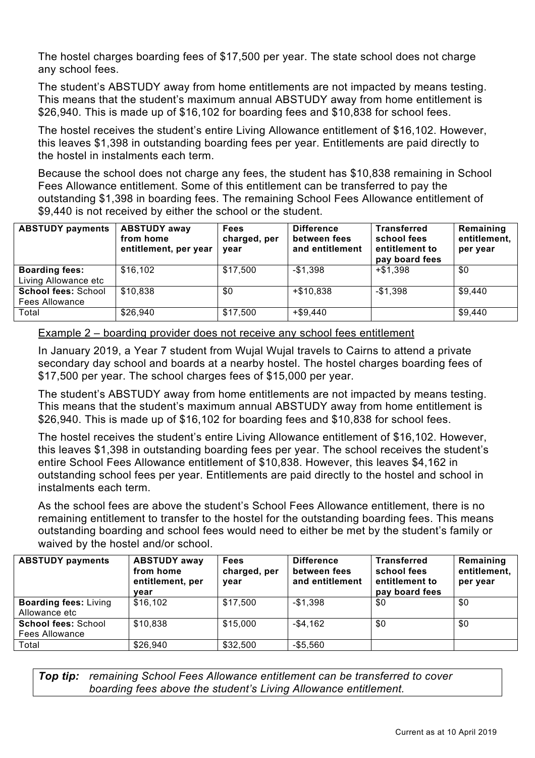The hostel charges boarding fees of $17,500 per year. The state school does not charge any school fees.

The student's ABSTUDY away from home entitlements are not impacted by means testing. This means that the student's maximum annual ABSTUDY away from home entitlement is $26,940. This is made up of $16,102 for boarding fees and $10,838 for school fees.

The hostel receives the student's entire Living Allowance entitlement of $16,102. However, this leaves $1,398 in outstanding boarding fees per year. Entitlements are paid directly to the hostel in instalments each term.

Because the school does not charge any fees, the student has $10,838 remaining in School Fees Allowance entitlement. Some of this entitlement can be transferred to pay the outstanding $1,398 in boarding fees. The remaining School Fees Allowance entitlement of $9,440 is not received by either the school or the student.

| ABSTUDY payments | ABSTUDY away from home entitlement, per year | Fees charged, per year | Difference between fees and entitlement | Transferred school fees entitlement to pay board fees | Remaining entitlement, per year |
|---|---|---|---|---|---|
| **Boarding fees:** Living Allowance etc | $16,102 | $17,500 | -$1,398 | +$1,398 | $0 |
| **School fees:** School Fees Allowance | $10,838 | $0 | +$10,838 | -$1,398 | $9,440 |
| Total | $26,940 | $17,500 | +$9,440 | | $9,440 |

Example 2 – boarding provider does not receive any school fees entitlement

In January 2019, a Year 7 student from Wujal Wujal travels to Cairns to attend a private secondary day school and boards at a nearby hostel. The hostel charges boarding fees of $17,500 per year. The school charges fees of $15,000 per year.

The student's ABSTUDY away from home entitlements are not impacted by means testing. This means that the student's maximum annual ABSTUDY away from home entitlement is $26,940. This is made up of $16,102 for boarding fees and $10,838 for school fees.

The hostel receives the student's entire Living Allowance entitlement of $16,102. However, this leaves $1,398 in outstanding boarding fees per year. The school receives the student's entire School Fees Allowance entitlement of $10,838. However, this leaves $4,162 in outstanding school fees per year. Entitlements are paid directly to the hostel and school in instalments each term.

As the school fees are above the student's School Fees Allowance entitlement, there is no remaining entitlement to transfer to the hostel for the outstanding boarding fees. This means outstanding boarding and school fees would need to either be met by the student's family or waived by the hostel and/or school.

| ABSTUDY payments | ABSTUDY away from home entitlement, per year | Fees charged, per year | Difference between fees and entitlement | Transferred school fees entitlement to pay board fees | Remaining entitlement, per year |
|---|---|---|---|---|---|
| **Boarding fees:** Living Allowance etc | $16,102 | $17,500 | -$1,398 | $0 | $0 |
| **School fees:** School Fees Allowance | $10,838 | $15,000 | -$4,162 | $0 | $0 |
| Total | $26,940 | $32,500 | -$5,560 | | |

***Top tip:*** *remaining School Fees Allowance entitlement can be transferred to cover boarding fees above the student's Living Allowance entitlement.*

Current as at 10 April 2019